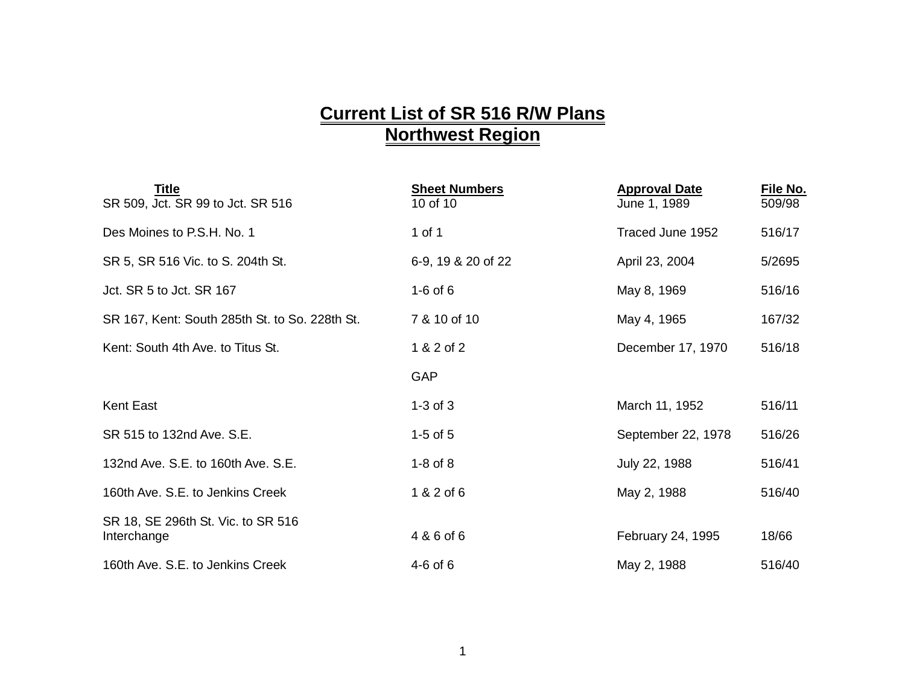# Current List of SR 516 R/W Plans
# Northwest Region

| Title | Sheet Numbers | Approval Date | File No. |
|---|---|---|---|
| SR 509, Jct. SR 99 to Jct. SR 516 | 10 of 10 | June 1, 1989 | 509/98 |
| Des Moines to P.S.H. No. 1 | 1 of 1 | Traced June 1952 | 516/17 |
| SR 5, SR 516 Vic. to S. 204th St. | 6-9, 19 & 20 of 22 | April 23, 2004 | 5/2695 |
| Jct. SR 5 to Jct. SR 167 | 1-6 of 6 | May 8, 1969 | 516/16 |
| SR 167, Kent: South 285th St. to So. 228th St. | 7 & 10 of 10 | May 4, 1965 | 167/32 |
| Kent: South 4th Ave. to Titus St. | 1 & 2 of 2 | December 17, 1970 | 516/18 |
| | GAP | | |
| Kent East | 1-3 of 3 | March 11, 1952 | 516/11 |
| SR 515 to 132nd Ave. S.E. | 1-5 of 5 | September 22, 1978 | 516/26 |
| 132nd Ave. S.E. to 160th Ave. S.E. | 1-8 of 8 | July 22, 1988 | 516/41 |
| 160th Ave. S.E. to Jenkins Creek | 1 & 2 of 6 | May 2, 1988 | 516/40 |
| SR 18, SE 296th St. Vic. to SR 516 Interchange | 4 & 6 of 6 | February 24, 1995 | 18/66 |
| 160th Ave. S.E. to Jenkins Creek | 4-6 of 6 | May 2, 1988 | 516/40 |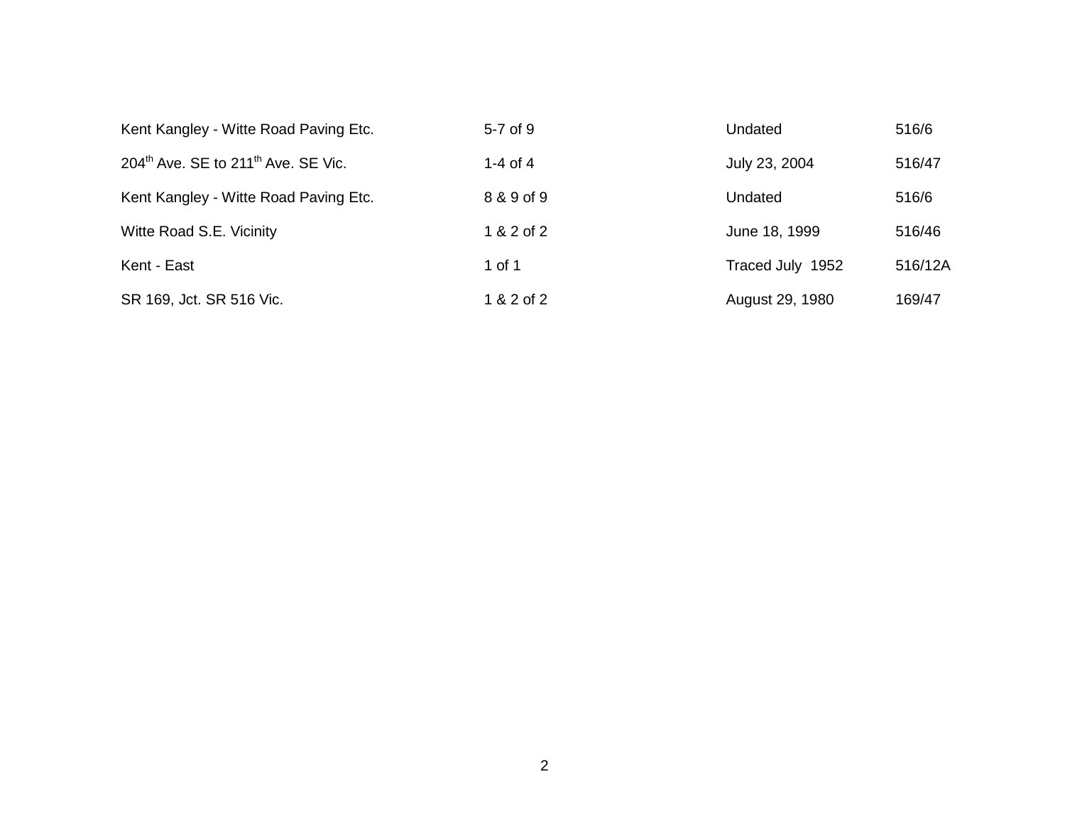| | | | |
|---|---|---|---|
| Kent Kangley - Witte Road Paving Etc. | 5-7 of 9 | Undated | 516/6 |
| 204th Ave. SE to 211th Ave. SE Vic. | 1-4 of 4 | July 23, 2004 | 516/47 |
| Kent Kangley - Witte Road Paving Etc. | 8 & 9 of 9 | Undated | 516/6 |
| Witte Road S.E. Vicinity | 1 & 2 of 2 | June 18, 1999 | 516/46 |
| Kent - East | 1 of 1 | Traced July 1952 | 516/12A |
| SR 169, Jct. SR 516 Vic. | 1 & 2 of 2 | August 29, 1980 | 169/47 |